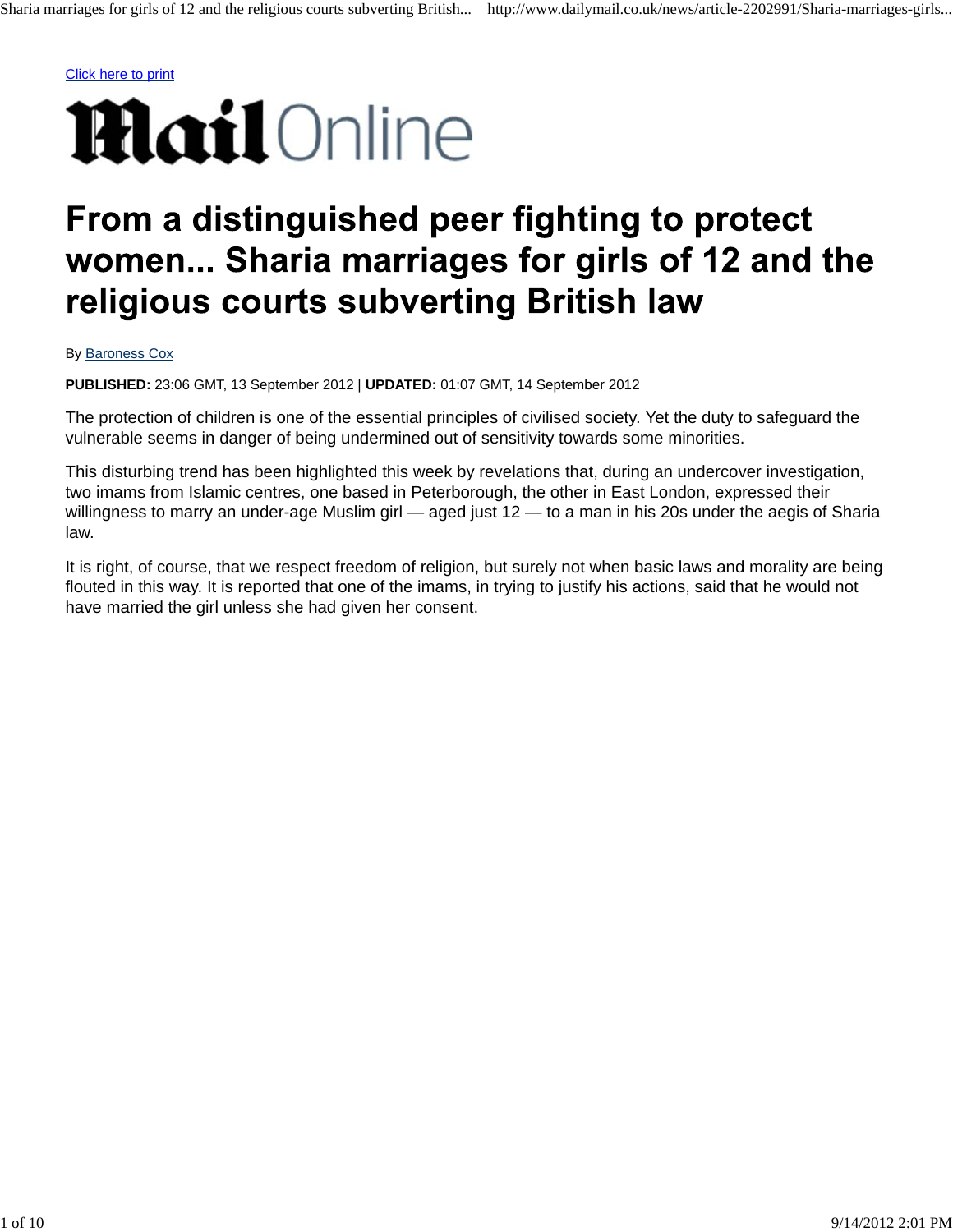Click here to print

Mail Online

# From a distinguished peer fighting to protect women... Sharia marriages for girls of 12 and the religious courts subverting British law

By Baroness Cox

**PUBLISHED:** 23:06 GMT, 13 September 2012 | **UPDATED:** 01:07 GMT, 14 September 2012

The protection of children is one of the essential principles of civilised society. Yet the duty to safeguard the vulnerable seems in danger of being undermined out of sensitivity towards some minorities.

This disturbing trend has been highlighted this week by revelations that, during an undercover investigation, two imams from Islamic centres, one based in Peterborough, the other in East London, expressed their willingness to marry an under-age Muslim girl — aged just 12 — to a man in his 20s under the aegis of Sharia law.

It is right, of course, that we respect freedom of religion, but surely not when basic laws and morality are being flouted in this way. It is reported that one of the imams, in trying to justify his actions, said that he would not have married the girl unless she had given her consent.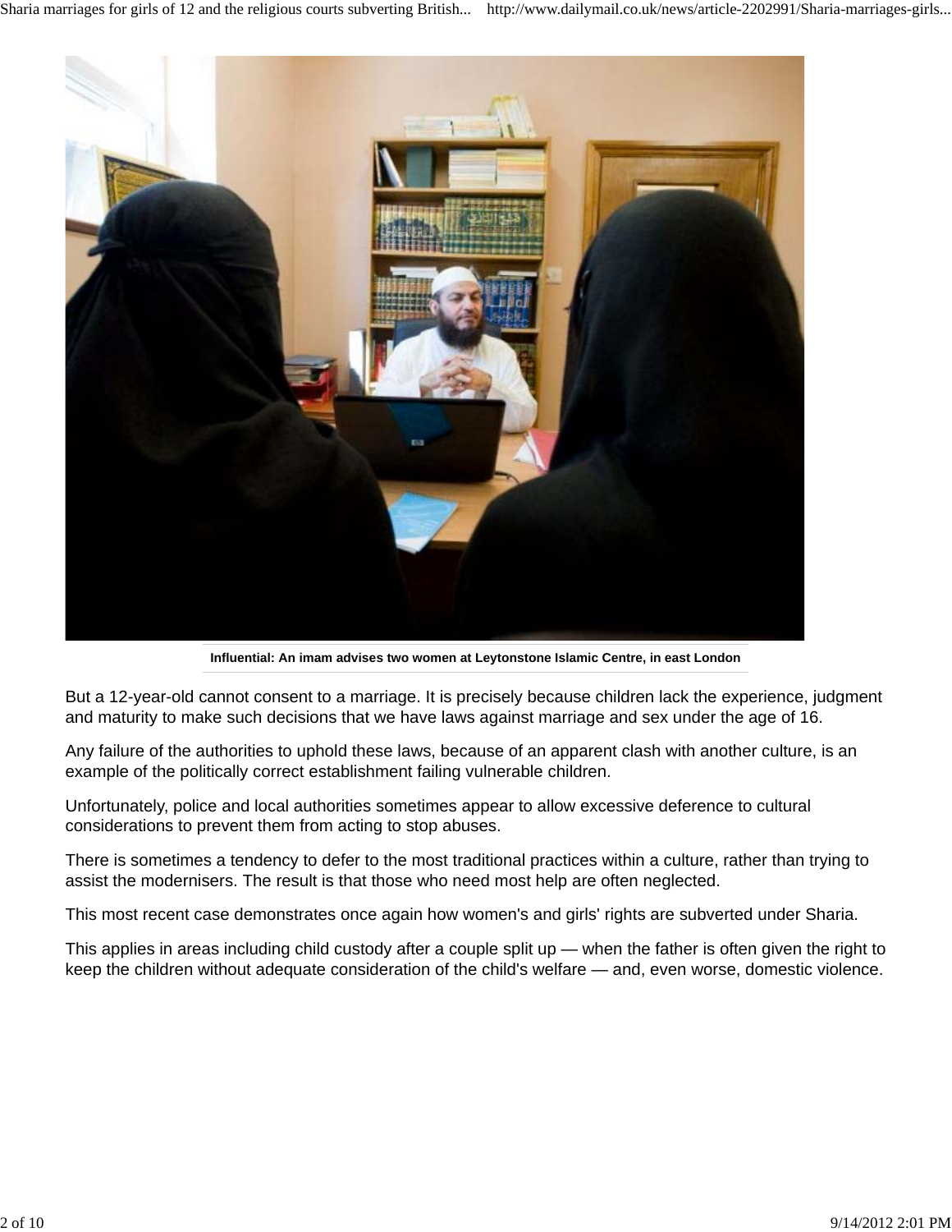Influential: An imam advises two women at Leytonstone Islamic Centre, in east London

But a 12-year-old cannot consent to a marriage. It is precisely because children lack the experience, judgment and maturity to make such decisions that we have laws against marriage and sex under the age of 16.

Any failure of the authorities to uphold these laws, because of an apparent clash with another culture, is an example of the politically correct establishment failing vulnerable children.

Unfortunately, police and local authorities sometimes appear to allow excessive deference to cultural considerations to prevent them from acting to stop abuses.

There is sometimes a tendency to defer to the most traditional practices within a culture, rather than trying to assist the modernisers. The result is that those who need most help are often neglected.

This most recent case demonstrates once again how women's and girls' rights are subverted under Sharia.

This applies in areas including child custody after a couple split up — when the father is often given the right to keep the children without adequate consideration of the child's welfare — and, even worse, domestic violence.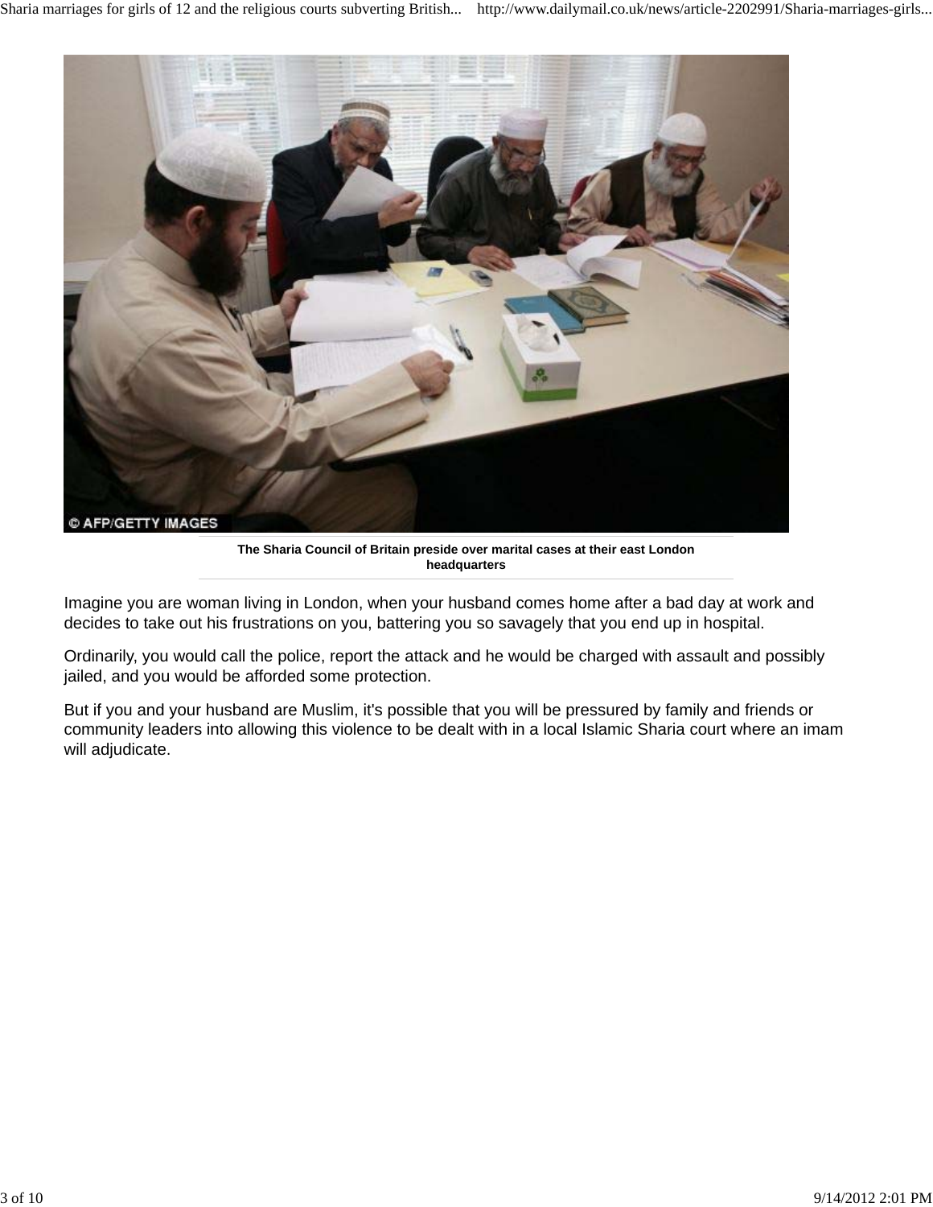The Sharia Council of Britain preside over marital cases at their east London headquarters

Imagine you are woman living in London, when your husband comes home after a bad day at work and decides to take out his frustrations on you, battering you so savagely that you end up in hospital.

Ordinarily, you would call the police, report the attack and he would be charged with assault and possibly jailed, and you would be afforded some protection.

But if you and your husband are Muslim, it's possible that you will be pressured by family and friends or community leaders into allowing this violence to be dealt with in a local Islamic Sharia court where an imam will adjudicate.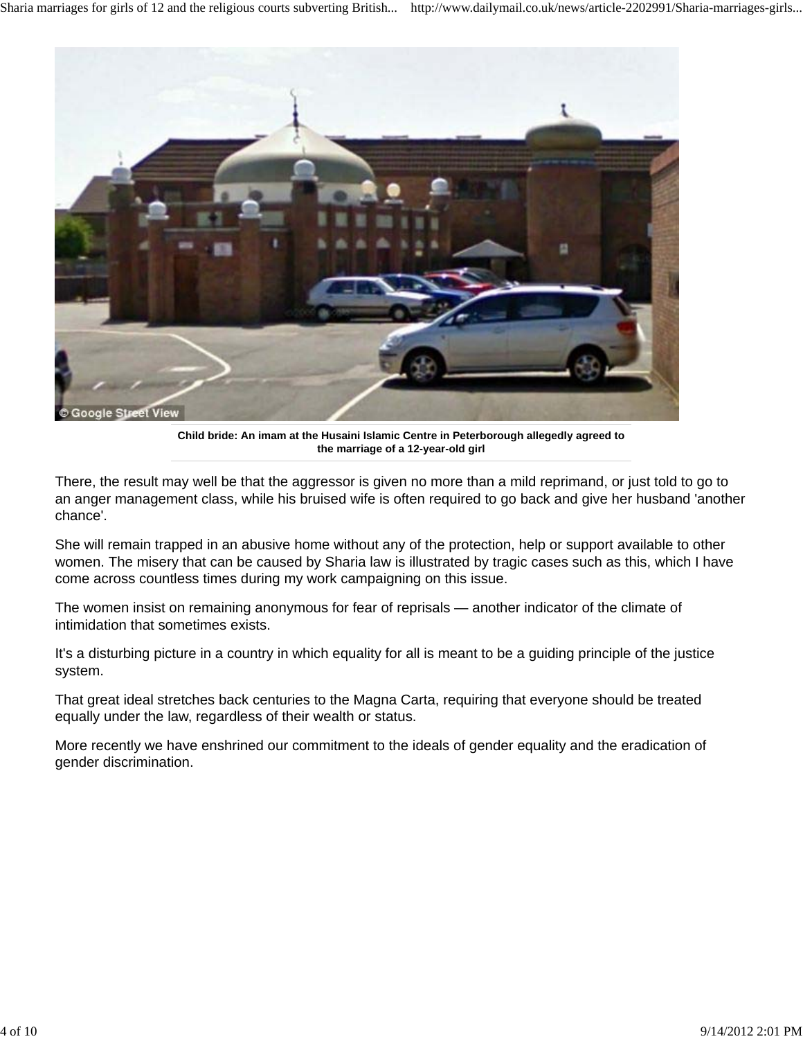**Child bride: An imam at the Husaini Islamic Centre in Peterborough allegedly agreed to the marriage of a 12-year-old girl**

There, the result may well be that the aggressor is given no more than a mild reprimand, or just told to go to an anger management class, while his bruised wife is often required to go back and give her husband 'another chance'.

She will remain trapped in an abusive home without any of the protection, help or support available to other women. The misery that can be caused by Sharia law is illustrated by tragic cases such as this, which I have come across countless times during my work campaigning on this issue.

The women insist on remaining anonymous for fear of reprisals — another indicator of the climate of intimidation that sometimes exists.

It's a disturbing picture in a country in which equality for all is meant to be a guiding principle of the justice system.

That great ideal stretches back centuries to the Magna Carta, requiring that everyone should be treated equally under the law, regardless of their wealth or status.

More recently we have enshrined our commitment to the ideals of gender equality and the eradication of gender discrimination.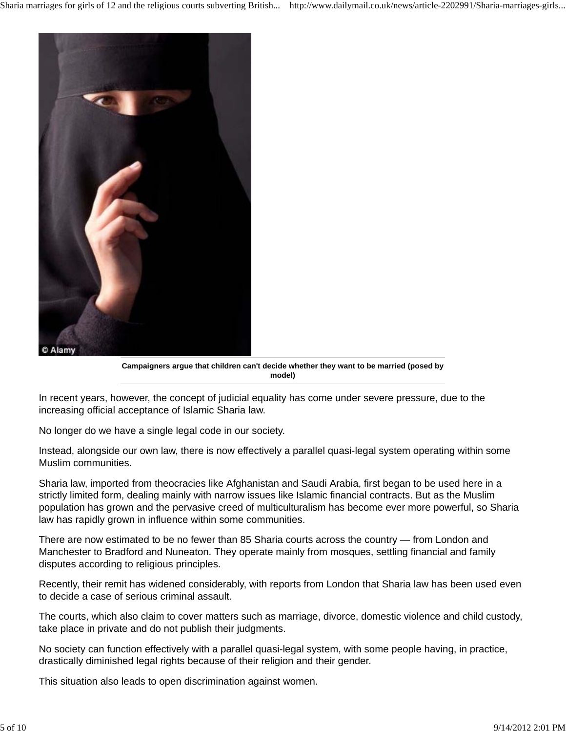Campaigners argue that children can't decide whether they want to be married (posed by model)

In recent years, however, the concept of judicial equality has come under severe pressure, due to the increasing official acceptance of Islamic Sharia law.

No longer do we have a single legal code in our society.

Instead, alongside our own law, there is now effectively a parallel quasi-legal system operating within some Muslim communities.

Sharia law, imported from theocracies like Afghanistan and Saudi Arabia, first began to be used here in a strictly limited form, dealing mainly with narrow issues like Islamic financial contracts. But as the Muslim population has grown and the pervasive creed of multiculturalism has become ever more powerful, so Sharia law has rapidly grown in influence within some communities.

There are now estimated to be no fewer than 85 Sharia courts across the country — from London and Manchester to Bradford and Nuneaton. They operate mainly from mosques, settling financial and family disputes according to religious principles.

Recently, their remit has widened considerably, with reports from London that Sharia law has been used even to decide a case of serious criminal assault.

The courts, which also claim to cover matters such as marriage, divorce, domestic violence and child custody, take place in private and do not publish their judgments.

No society can function effectively with a parallel quasi-legal system, with some people having, in practice, drastically diminished legal rights because of their religion and their gender.

This situation also leads to open discrimination against women.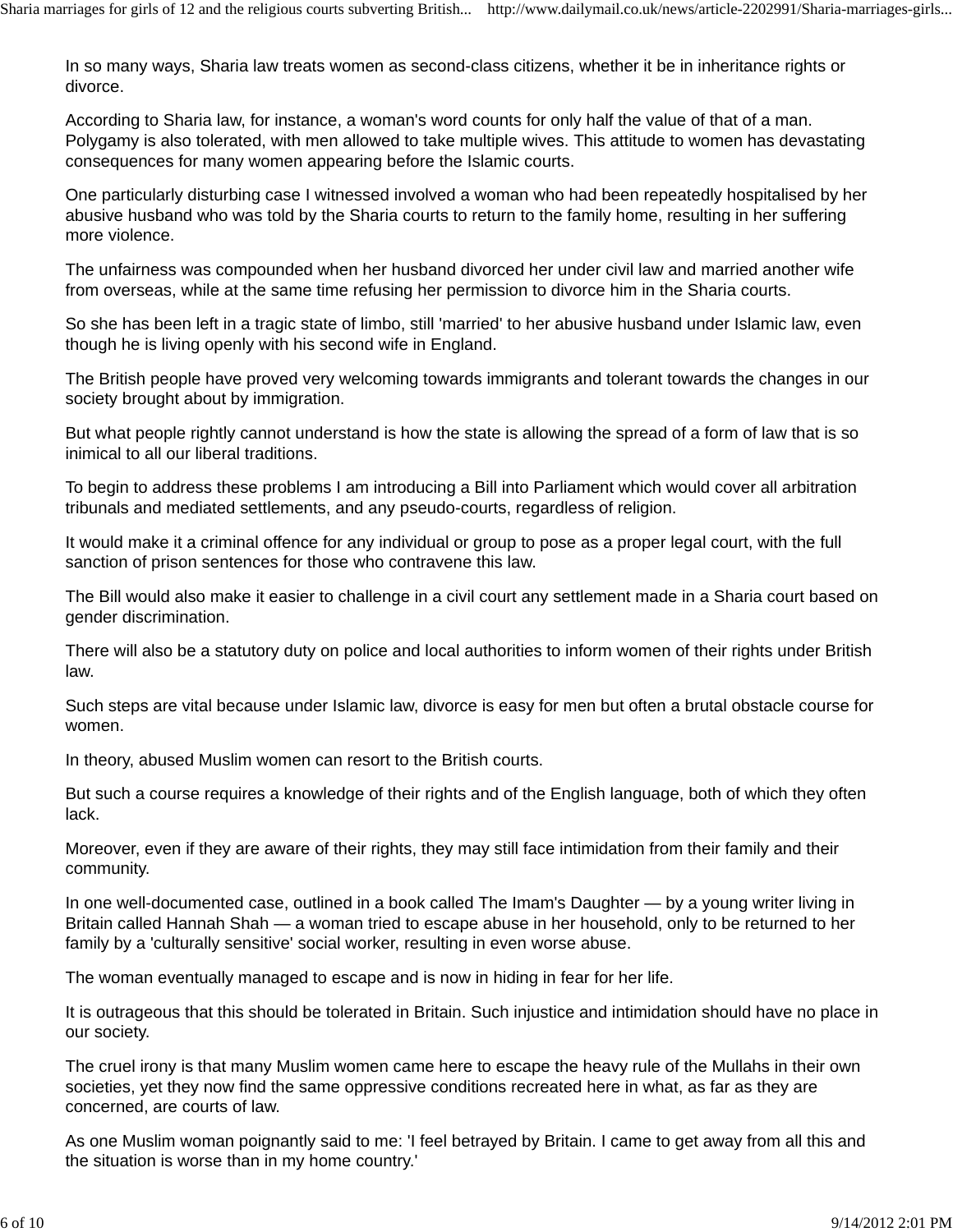In so many ways, Sharia law treats women as second-class citizens, whether it be in inheritance rights or divorce.

According to Sharia law, for instance, a woman's word counts for only half the value of that of a man. Polygamy is also tolerated, with men allowed to take multiple wives. This attitude to women has devastating consequences for many women appearing before the Islamic courts.

One particularly disturbing case I witnessed involved a woman who had been repeatedly hospitalised by her abusive husband who was told by the Sharia courts to return to the family home, resulting in her suffering more violence.

The unfairness was compounded when her husband divorced her under civil law and married another wife from overseas, while at the same time refusing her permission to divorce him in the Sharia courts.

So she has been left in a tragic state of limbo, still 'married' to her abusive husband under Islamic law, even though he is living openly with his second wife in England.

The British people have proved very welcoming towards immigrants and tolerant towards the changes in our society brought about by immigration.

But what people rightly cannot understand is how the state is allowing the spread of a form of law that is so inimical to all our liberal traditions.

To begin to address these problems I am introducing a Bill into Parliament which would cover all arbitration tribunals and mediated settlements, and any pseudo-courts, regardless of religion.

It would make it a criminal offence for any individual or group to pose as a proper legal court, with the full sanction of prison sentences for those who contravene this law.

The Bill would also make it easier to challenge in a civil court any settlement made in a Sharia court based on gender discrimination.

There will also be a statutory duty on police and local authorities to inform women of their rights under British law.

Such steps are vital because under Islamic law, divorce is easy for men but often a brutal obstacle course for women.

In theory, abused Muslim women can resort to the British courts.

But such a course requires a knowledge of their rights and of the English language, both of which they often lack.

Moreover, even if they are aware of their rights, they may still face intimidation from their family and their community.

In one well-documented case, outlined in a book called The Imam's Daughter — by a young writer living in Britain called Hannah Shah — a woman tried to escape abuse in her household, only to be returned to her family by a 'culturally sensitive' social worker, resulting in even worse abuse.

The woman eventually managed to escape and is now in hiding in fear for her life.

It is outrageous that this should be tolerated in Britain. Such injustice and intimidation should have no place in our society.

The cruel irony is that many Muslim women came here to escape the heavy rule of the Mullahs in their own societies, yet they now find the same oppressive conditions recreated here in what, as far as they are concerned, are courts of law.

As one Muslim woman poignantly said to me: 'I feel betrayed by Britain. I came to get away from all this and the situation is worse than in my home country.'